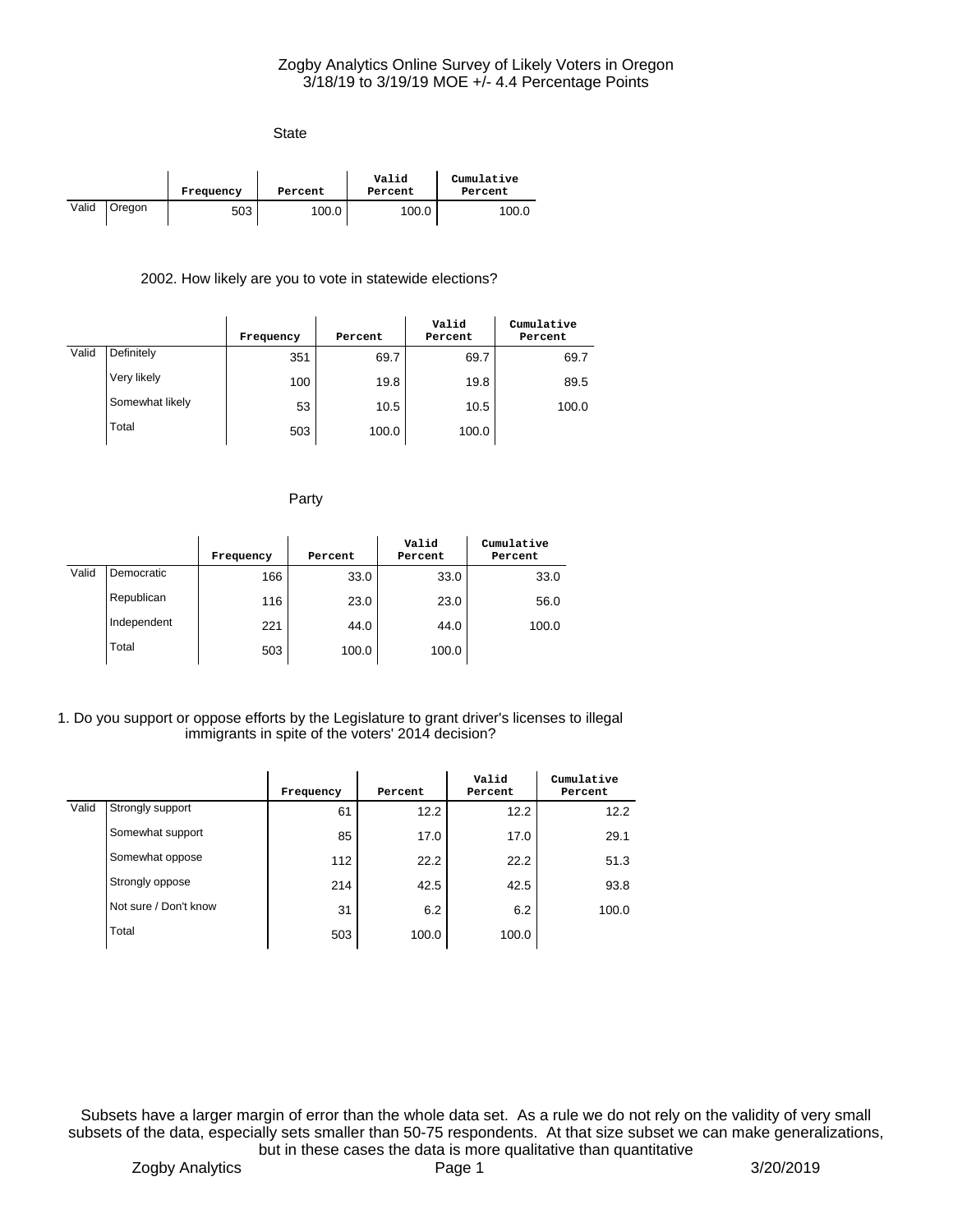# Zogby Analytics Online Survey of Likely Voters in Oregon
3/18/19 to 3/19/19 MOE +/- 4.4 Percentage Points

## State

| | | Frequency | Percent | Valid Percent | Cumulative Percent |
|---|---|---|---|---|---|
| Valid | Oregon | 503 | 100.0 | 100.0 | 100.0 |

## 2002. How likely are you to vote in statewide elections?

| | | Frequency | Percent | Valid Percent | Cumulative Percent |
|---|---|---|---|---|---|
| Valid | Definitely | 351 | 69.7 | 69.7 | 69.7 |
| | Very likely | 100 | 19.8 | 19.8 | 89.5 |
| | Somewhat likely | 53 | 10.5 | 10.5 | 100.0 |
| | Total | 503 | 100.0 | 100.0 | |

## Party

| | | Frequency | Percent | Valid Percent | Cumulative Percent |
|---|---|---|---|---|---|
| Valid | Democratic | 166 | 33.0 | 33.0 | 33.0 |
| | Republican | 116 | 23.0 | 23.0 | 56.0 |
| | Independent | 221 | 44.0 | 44.0 | 100.0 |
| | Total | 503 | 100.0 | 100.0 | |

## 1. Do you support or oppose efforts by the Legislature to grant driver's licenses to illegal immigrants in spite of the voters' 2014 decision?

| | | Frequency | Percent | Valid Percent | Cumulative Percent |
|---|---|---|---|---|---|
| Valid | Strongly support | 61 | 12.2 | 12.2 | 12.2 |
| | Somewhat support | 85 | 17.0 | 17.0 | 29.1 |
| | Somewhat oppose | 112 | 22.2 | 22.2 | 51.3 |
| | Strongly oppose | 214 | 42.5 | 42.5 | 93.8 |
| | Not sure / Don't know | 31 | 6.2 | 6.2 | 100.0 |
| | Total | 503 | 100.0 | 100.0 | |

Subsets have a larger margin of error than the whole data set. As a rule we do not rely on the validity of very small subsets of the data, especially sets smaller than 50-75 respondents. At that size subset we can make generalizations, but in these cases the data is more qualitative than quantitative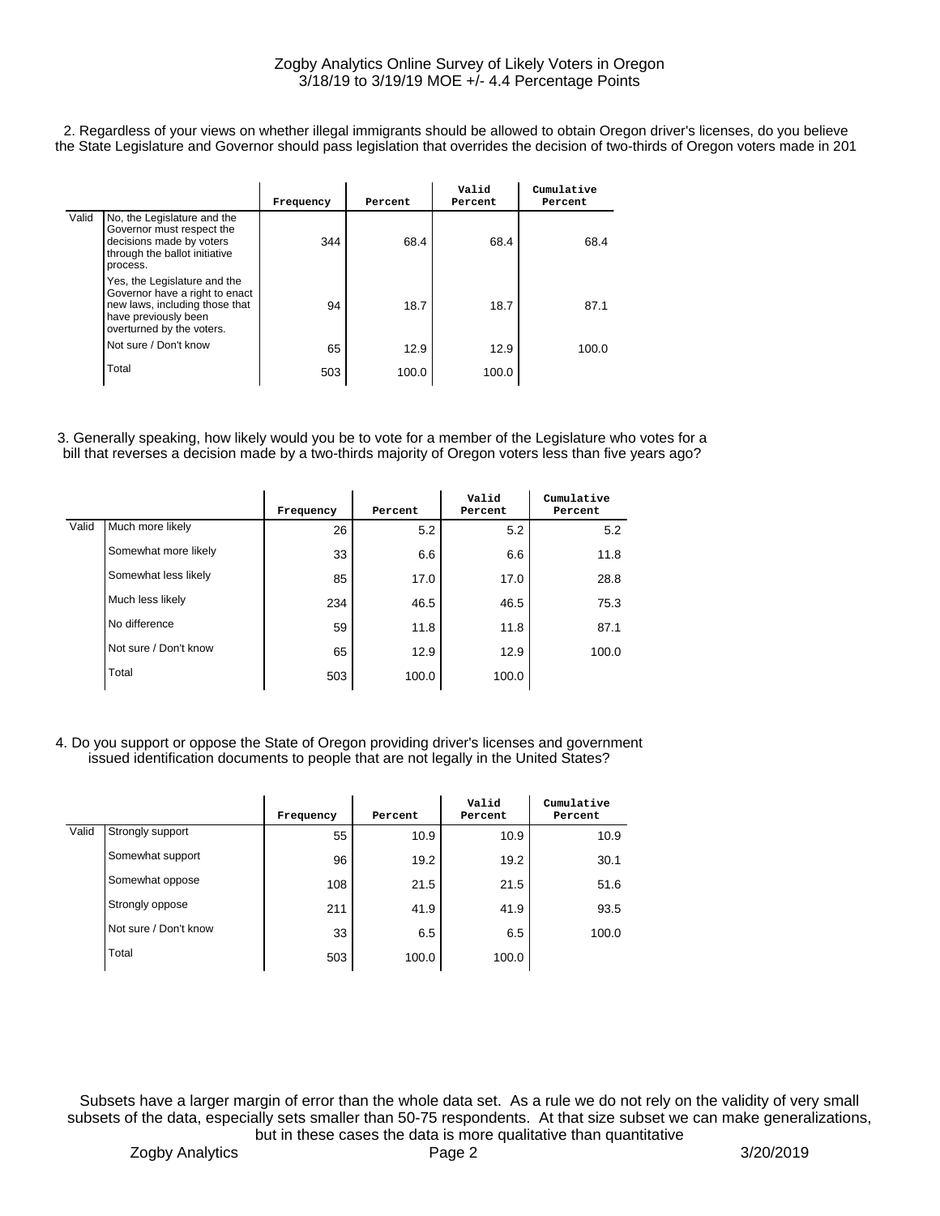2. Regardless of your views on whether illegal immigrants should be allowed to obtain Oregon driver's licenses, do you believe the State Legislature and Governor should pass legislation that overrides the decision of two-thirds of Oregon voters made in 201

| | | Frequency | Percent | Valid Percent | Cumulative Percent |
|---|---|---|---|---|---|
| Valid | No, the Legislature and the Governor must respect the decisions made by voters through the ballot initiative process. | 344 | 68.4 | 68.4 | 68.4 |
| | Yes, the Legislature and the Governor have a right to enact new laws, including those that have previously been overturned by the voters. | 94 | 18.7 | 18.7 | 87.1 |
| | Not sure / Don't know | 65 | 12.9 | 12.9 | 100.0 |
| | Total | 503 | 100.0 | 100.0 | |

3. Generally speaking, how likely would you be to vote for a member of the Legislature who votes for a bill that reverses a decision made by a two-thirds majority of Oregon voters less than five years ago?

| | | Frequency | Percent | Valid Percent | Cumulative Percent |
|---|---|---|---|---|---|
| Valid | Much more likely | 26 | 5.2 | 5.2 | 5.2 |
| | Somewhat more likely | 33 | 6.6 | 6.6 | 11.8 |
| | Somewhat less likely | 85 | 17.0 | 17.0 | 28.8 |
| | Much less likely | 234 | 46.5 | 46.5 | 75.3 |
| | No difference | 59 | 11.8 | 11.8 | 87.1 |
| | Not sure / Don't know | 65 | 12.9 | 12.9 | 100.0 |
| | Total | 503 | 100.0 | 100.0 | |

4. Do you support or oppose the State of Oregon providing driver's licenses and government issued identification documents to people that are not legally in the United States?

| | | Frequency | Percent | Valid Percent | Cumulative Percent |
|---|---|---|---|---|---|
| Valid | Strongly support | 55 | 10.9 | 10.9 | 10.9 |
| | Somewhat support | 96 | 19.2 | 19.2 | 30.1 |
| | Somewhat oppose | 108 | 21.5 | 21.5 | 51.6 |
| | Strongly oppose | 211 | 41.9 | 41.9 | 93.5 |
| | Not sure / Don't know | 33 | 6.5 | 6.5 | 100.0 |
| | Total | 503 | 100.0 | 100.0 | |

Subsets have a larger margin of error than the whole data set. As a rule we do not rely on the validity of very small subsets of the data, especially sets smaller than 50-75 respondents. At that size subset we can make generalizations, but in these cases the data is more qualitative than quantitative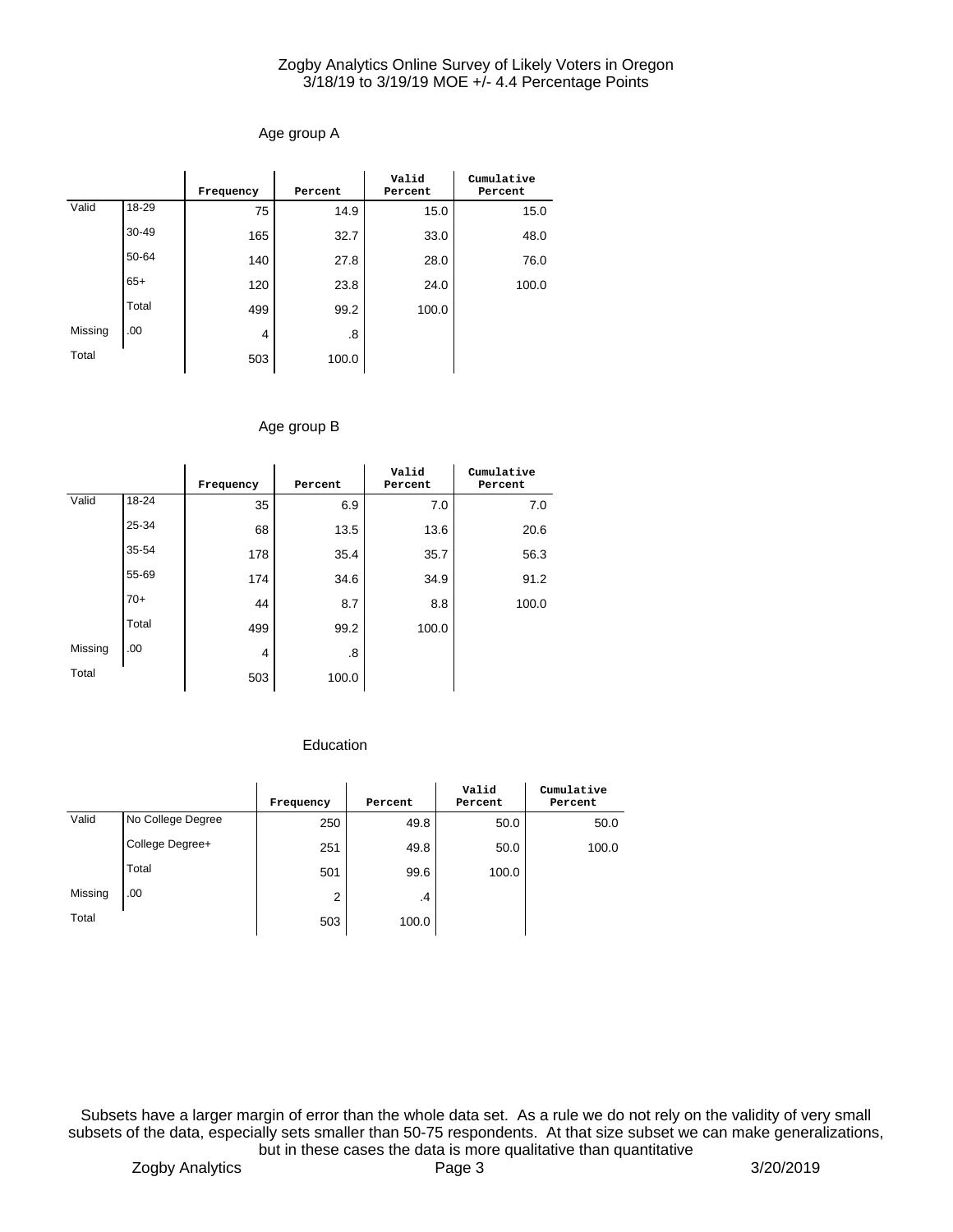### Age group A

| | | Frequency | Percent | Valid Percent | Cumulative Percent |
|---|---|---|---|---|---|
| Valid | 18-29 | 75 | 14.9 | 15.0 | 15.0 |
| | 30-49 | 165 | 32.7 | 33.0 | 48.0 |
| | 50-64 | 140 | 27.8 | 28.0 | 76.0 |
| | 65+ | 120 | 23.8 | 24.0 | 100.0 |
| | Total | 499 | 99.2 | 100.0 | |
| Missing | .00 | 4 | .8 | | |
| Total | | 503 | 100.0 | | |

### Age group B

| | | Frequency | Percent | Valid Percent | Cumulative Percent |
|---|---|---|---|---|---|
| Valid | 18-24 | 35 | 6.9 | 7.0 | 7.0 |
| | 25-34 | 68 | 13.5 | 13.6 | 20.6 |
| | 35-54 | 178 | 35.4 | 35.7 | 56.3 |
| | 55-69 | 174 | 34.6 | 34.9 | 91.2 |
| | 70+ | 44 | 8.7 | 8.8 | 100.0 |
| | Total | 499 | 99.2 | 100.0 | |
| Missing | .00 | 4 | .8 | | |
| Total | | 503 | 100.0 | | |

### Education

| | | Frequency | Percent | Valid Percent | Cumulative Percent |
|---|---|---|---|---|---|
| Valid | No College Degree | 250 | 49.8 | 50.0 | 50.0 |
| | College Degree+ | 251 | 49.8 | 50.0 | 100.0 |
| | Total | 501 | 99.6 | 100.0 | |
| Missing | .00 | 2 | .4 | | |
| Total | | 503 | 100.0 | | |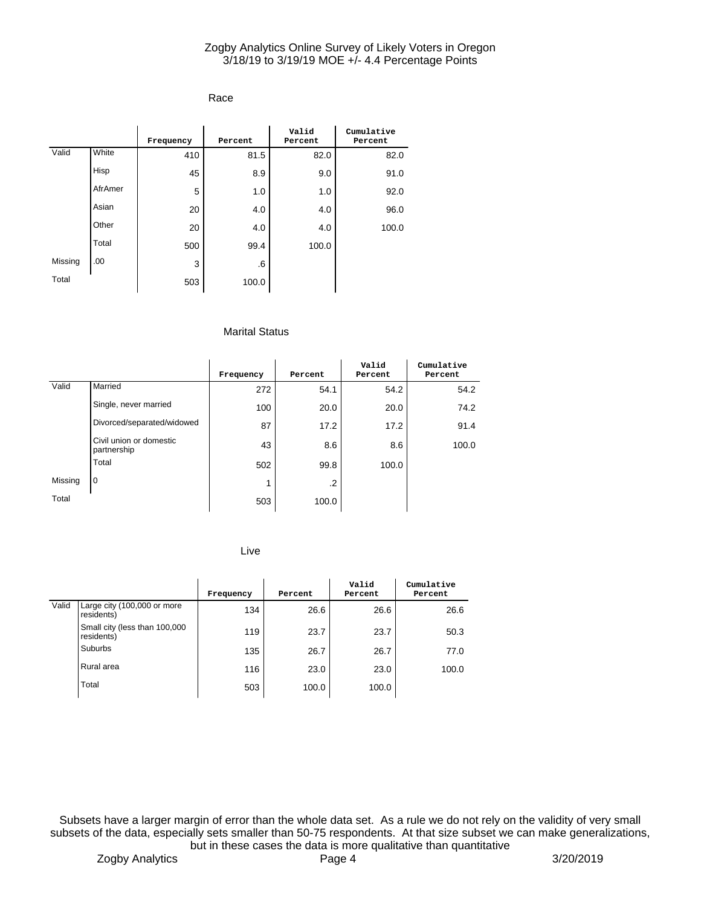Zogby Analytics Online Survey of Likely Voters in Oregon
3/18/19 to 3/19/19 MOE +/- 4.4 Percentage Points

### Race

| | | Frequency | Percent | Valid Percent | Cumulative Percent |
|---|---|---|---|---|---|
| Valid | White | 410 | 81.5 | 82.0 | 82.0 |
| | Hisp | 45 | 8.9 | 9.0 | 91.0 |
| | AfrAmer | 5 | 1.0 | 1.0 | 92.0 |
| | Asian | 20 | 4.0 | 4.0 | 96.0 |
| | Other | 20 | 4.0 | 4.0 | 100.0 |
| | Total | 500 | 99.4 | 100.0 | |
| Missing | .00 | 3 | .6 | | |
| Total | | 503 | 100.0 | | |

### Marital Status

| | | Frequency | Percent | Valid Percent | Cumulative Percent |
|---|---|---|---|---|---|
| Valid | Married | 272 | 54.1 | 54.2 | 54.2 |
| | Single, never married | 100 | 20.0 | 20.0 | 74.2 |
| | Divorced/separated/widowed | 87 | 17.2 | 17.2 | 91.4 |
| | Civil union or domestic partnership | 43 | 8.6 | 8.6 | 100.0 |
| | Total | 502 | 99.8 | 100.0 | |
| Missing | 0 | 1 | .2 | | |
| Total | | 503 | 100.0 | | |

### Live

| | | Frequency | Percent | Valid Percent | Cumulative Percent |
|---|---|---|---|---|---|
| Valid | Large city (100,000 or more residents) | 134 | 26.6 | 26.6 | 26.6 |
| | Small city (less than 100,000 residents) | 119 | 23.7 | 23.7 | 50.3 |
| | Suburbs | 135 | 26.7 | 26.7 | 77.0 |
| | Rural area | 116 | 23.0 | 23.0 | 100.0 |
| | Total | 503 | 100.0 | 100.0 | |

Subsets have a larger margin of error than the whole data set. As a rule we do not rely on the validity of very small subsets of the data, especially sets smaller than 50-75 respondents. At that size subset we can make generalizations, but in these cases the data is more qualitative than quantitative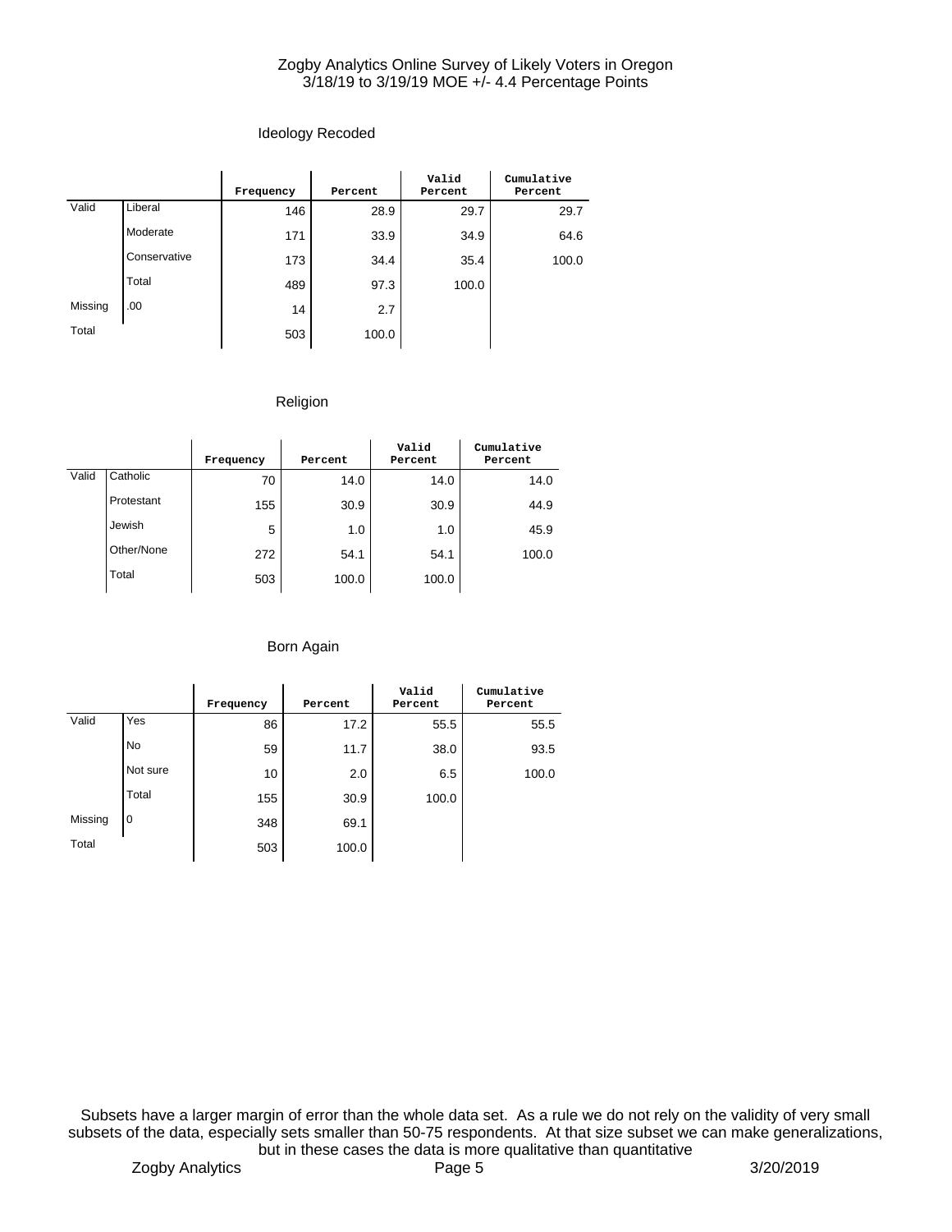### Ideology Recoded

| | | Frequency | Percent | Valid Percent | Cumulative Percent |
|---|---|---|---|---|---|
| Valid | Liberal | 146 | 28.9 | 29.7 | 29.7 |
| | Moderate | 171 | 33.9 | 34.9 | 64.6 |
| | Conservative | 173 | 34.4 | 35.4 | 100.0 |
| | Total | 489 | 97.3 | 100.0 | |
| Missing | .00 | 14 | 2.7 | | |
| Total | | 503 | 100.0 | | |

### Religion

| | | Frequency | Percent | Valid Percent | Cumulative Percent |
|---|---|---|---|---|---|
| Valid | Catholic | 70 | 14.0 | 14.0 | 14.0 |
| | Protestant | 155 | 30.9 | 30.9 | 44.9 |
| | Jewish | 5 | 1.0 | 1.0 | 45.9 |
| | Other/None | 272 | 54.1 | 54.1 | 100.0 |
| | Total | 503 | 100.0 | 100.0 | |

### Born Again

| | | Frequency | Percent | Valid Percent | Cumulative Percent |
|---|---|---|---|---|---|
| Valid | Yes | 86 | 17.2 | 55.5 | 55.5 |
| | No | 59 | 11.7 | 38.0 | 93.5 |
| | Not sure | 10 | 2.0 | 6.5 | 100.0 |
| | Total | 155 | 30.9 | 100.0 | |
| Missing | 0 | 348 | 69.1 | | |
| Total | | 503 | 100.0 | | |

Subsets have a larger margin of error than the whole data set. As a rule we do not rely on the validity of very small subsets of the data, especially sets smaller than 50-75 respondents. At that size subset we can make generalizations, but in these cases the data is more qualitative than quantitative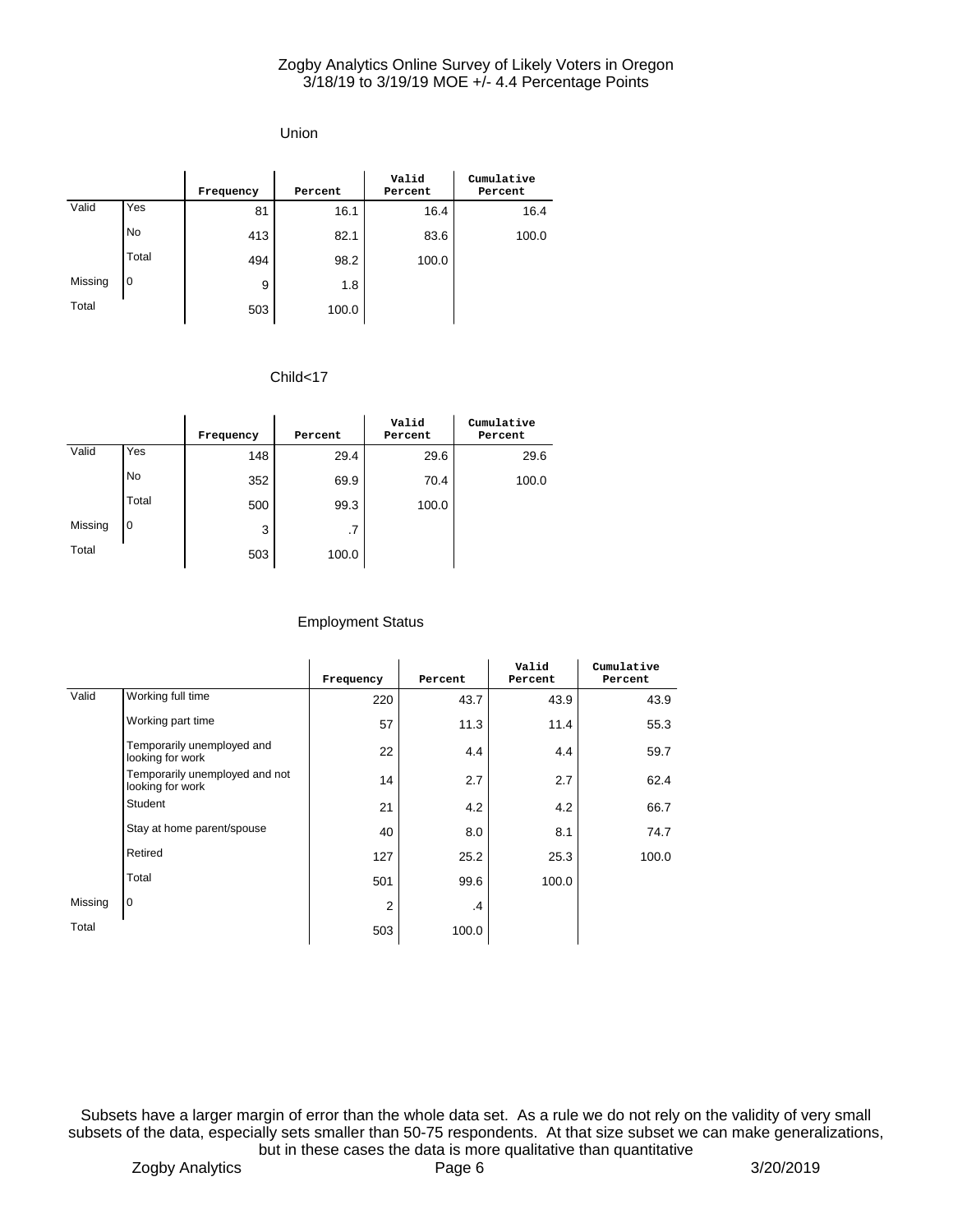Zogby Analytics Online Survey of Likely Voters in Oregon
3/18/19 to 3/19/19 MOE +/- 4.4 Percentage Points

### Union

| | | Frequency | Percent | Valid Percent | Cumulative Percent |
|---|---|---|---|---|---|
| Valid | Yes | 81 | 16.1 | 16.4 | 16.4 |
| | No | 413 | 82.1 | 83.6 | 100.0 |
| | Total | 494 | 98.2 | 100.0 | |
| Missing | 0 | 9 | 1.8 | | |
| Total | | 503 | 100.0 | | |

### Child<17

| | | Frequency | Percent | Valid Percent | Cumulative Percent |
|---|---|---|---|---|---|
| Valid | Yes | 148 | 29.4 | 29.6 | 29.6 |
| | No | 352 | 69.9 | 70.4 | 100.0 |
| | Total | 500 | 99.3 | 100.0 | |
| Missing | 0 | 3 | .7 | | |
| Total | | 503 | 100.0 | | |

### Employment Status

| | | Frequency | Percent | Valid Percent | Cumulative Percent |
|---|---|---|---|---|---|
| Valid | Working full time | 220 | 43.7 | 43.9 | 43.9 |
| | Working part time | 57 | 11.3 | 11.4 | 55.3 |
| | Temporarily unemployed and looking for work | 22 | 4.4 | 4.4 | 59.7 |
| | Temporarily unemployed and not looking for work | 14 | 2.7 | 2.7 | 62.4 |
| | Student | 21 | 4.2 | 4.2 | 66.7 |
| | Stay at home parent/spouse | 40 | 8.0 | 8.1 | 74.7 |
| | Retired | 127 | 25.2 | 25.3 | 100.0 |
| | Total | 501 | 99.6 | 100.0 | |
| Missing | 0 | 2 | .4 | | |
| Total | | 503 | 100.0 | | |

Subsets have a larger margin of error than the whole data set. As a rule we do not rely on the validity of very small subsets of the data, especially sets smaller than 50-75 respondents. At that size subset we can make generalizations, but in these cases the data is more qualitative than quantitative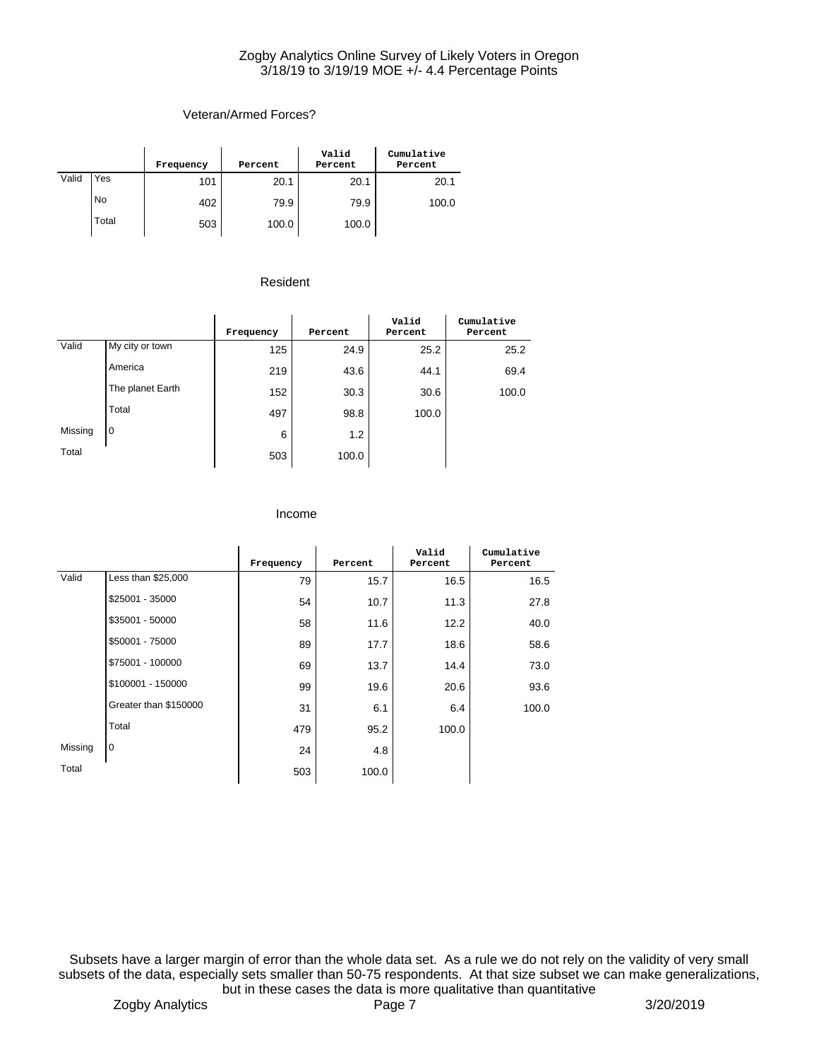### Veteran/Armed Forces?

| | | Frequency | Percent | Valid Percent | Cumulative Percent |
|---|---|---|---|---|---|
| Valid | Yes | 101 | 20.1 | 20.1 | 20.1 |
| | No | 402 | 79.9 | 79.9 | 100.0 |
| | Total | 503 | 100.0 | 100.0 | |

### Resident

| | | Frequency | Percent | Valid Percent | Cumulative Percent |
|---|---|---|---|---|---|
| Valid | My city or town | 125 | 24.9 | 25.2 | 25.2 |
| | America | 219 | 43.6 | 44.1 | 69.4 |
| | The planet Earth | 152 | 30.3 | 30.6 | 100.0 |
| | Total | 497 | 98.8 | 100.0 | |
| Missing | 0 | 6 | 1.2 | | |
| Total | | 503 | 100.0 | | |

### Income

| | | Frequency | Percent | Valid Percent | Cumulative Percent |
|---|---|---|---|---|---|
| Valid | Less than $25,000 | 79 | 15.7 | 16.5 | 16.5 |
| | $25001 - 35000 | 54 | 10.7 | 11.3 | 27.8 |
| | $35001 - 50000 | 58 | 11.6 | 12.2 | 40.0 |
| | $50001 - 75000 | 89 | 17.7 | 18.6 | 58.6 |
| | $75001 - 100000 | 69 | 13.7 | 14.4 | 73.0 |
| | $100001 - 150000 | 99 | 19.6 | 20.6 | 93.6 |
| | Greater than $150000 | 31 | 6.1 | 6.4 | 100.0 |
| | Total | 479 | 95.2 | 100.0 | |
| Missing | 0 | 24 | 4.8 | | |
| Total | | 503 | 100.0 | | |

Subsets have a larger margin of error than the whole data set. As a rule we do not rely on the validity of very small subsets of the data, especially sets smaller than 50-75 respondents. At that size subset we can make generalizations, but in these cases the data is more qualitative than quantitative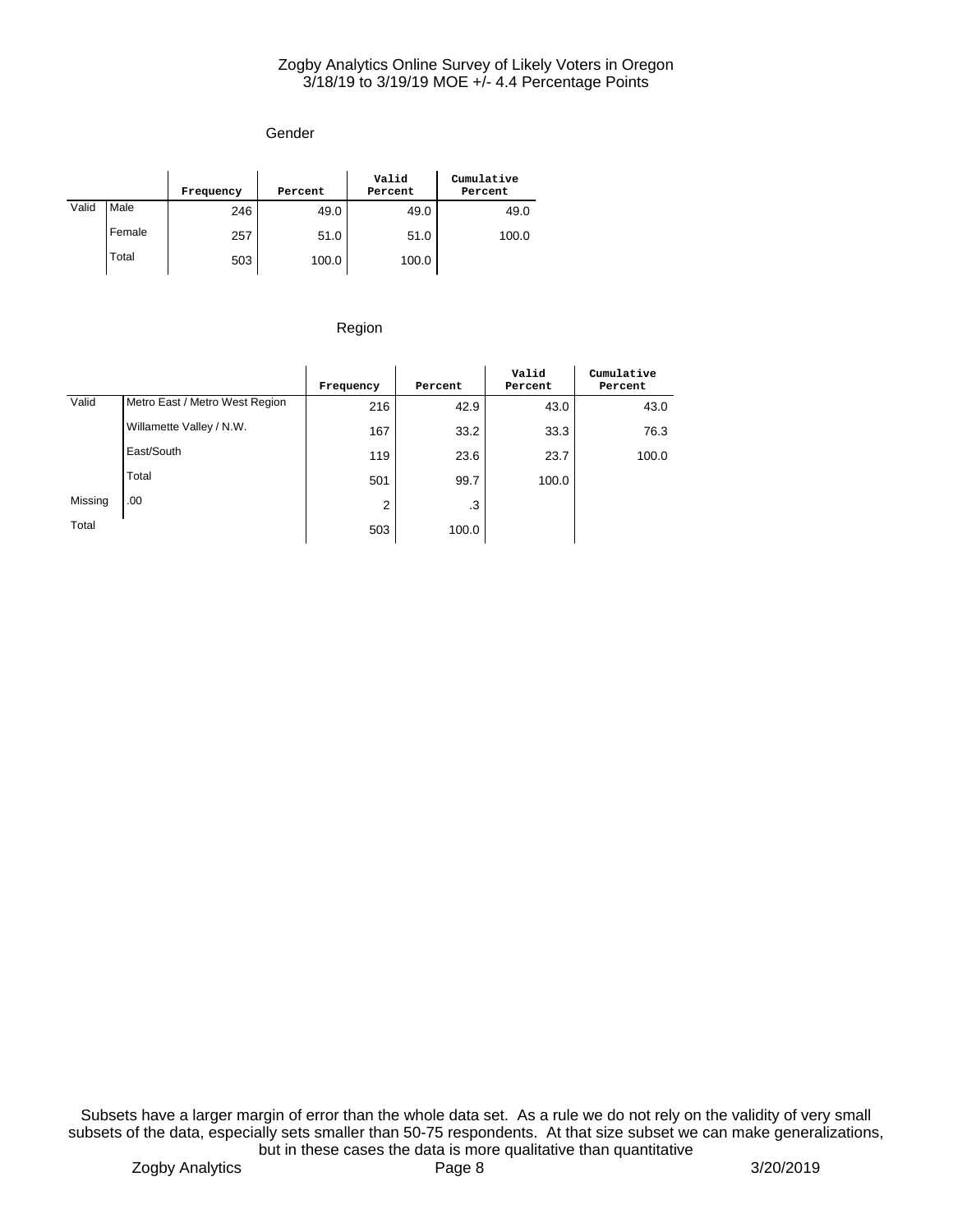Zogby Analytics Online Survey of Likely Voters in Oregon
3/18/19 to 3/19/19 MOE +/- 4.4 Percentage Points

### Gender

| | | Frequency | Percent | Valid Percent | Cumulative Percent |
|---|---|---|---|---|---|
| Valid | Male | 246 | 49.0 | 49.0 | 49.0 |
| | Female | 257 | 51.0 | 51.0 | 100.0 |
| | Total | 503 | 100.0 | 100.0 | |

### Region

| | | Frequency | Percent | Valid Percent | Cumulative Percent |
|---|---|---|---|---|---|
| Valid | Metro East / Metro West Region | 216 | 42.9 | 43.0 | 43.0 |
| | Willamette Valley / N.W. | 167 | 33.2 | 33.3 | 76.3 |
| | East/South | 119 | 23.6 | 23.7 | 100.0 |
| | Total | 501 | 99.7 | 100.0 | |
| Missing | .00 | 2 | .3 | | |
| Total | | 503 | 100.0 | | |

Subsets have a larger margin of error than the whole data set. As a rule we do not rely on the validity of very small subsets of the data, especially sets smaller than 50-75 respondents. At that size subset we can make generalizations, but in these cases the data is more qualitative than quantitative